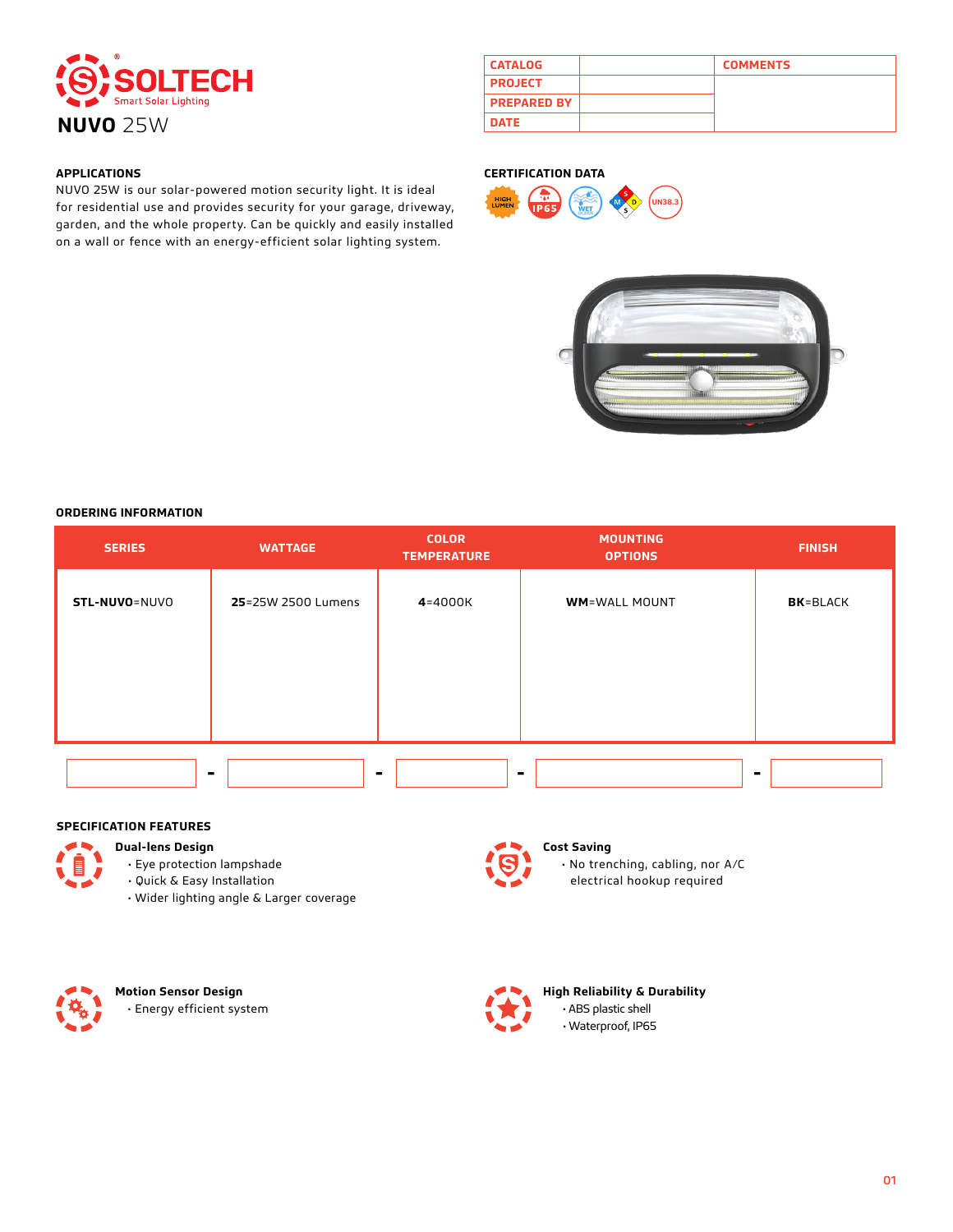SOLTECH®
Smart Solar Lighting

# NUVO 25W

| CATALOG | | COMMENTS |
|---|---|---|
| PROJECT | | |
| PREPARED BY | | |
| DATE | | |

## APPLICATIONS

NUVO 25W is our solar-powered motion security light. It is ideal for residential use and provides security for your garage, driveway, garden, and the whole property. Can be quickly and easily installed on a wall or fence with an energy-efficient solar lighting system.

## CERTIFICATION DATA

HIGH LUMEN, IP65, WET, UN38.3

## ORDERING INFORMATION

| SERIES | WATTAGE | COLOR TEMPERATURE | MOUNTING OPTIONS | FINISH |
|---|---|---|---|---|
| **STL-NUVO**=NUVO | **25**=25W 2500 Lumens | **4**=4000K | **WM**=WALL MOUNT | **BK**=BLACK |

\_\_\_\_\_\_ - \_\_\_\_\_\_ - \_\_\_\_\_\_ - \_\_\_\_\_\_ - \_\_\_\_\_\_

## SPECIFICATION FEATURES

**Dual-lens Design**
- Eye protection lampshade
- Quick & Easy Installation
- Wider lighting angle & Larger coverage

**Cost Saving**
- No trenching, cabling, nor A/C electrical hookup required

**Motion Sensor Design**
- Energy efficient system

**High Reliability & Durability**
- ABS plastic shell
- Waterproof, IP65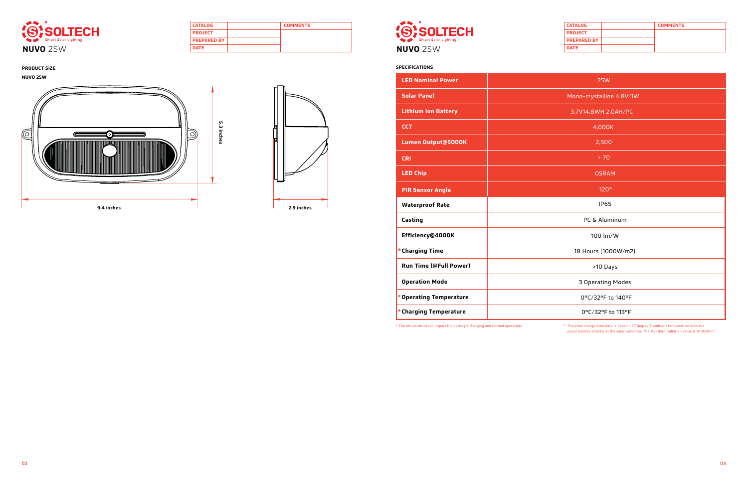# SOLTECH

Smart Solar Lighting

**NUVO** 25W

| CATALOG | | COMMENTS |
|---|---|---|
| PROJECT | | |
| PREPARED BY | | |
| DATE | | |

**PRODUCT SIZE**

**NUVO 25W**

5.3 inches

9.4 inches

2.9 inches

# SOLTECH

Smart Solar Lighting

**NUVO** 25W

| CATALOG | | COMMENTS |
|---|---|---|
| PROJECT | | |
| PREPARED BY | | |
| DATE | | |

**SPECIFICATIONS**

| | |
|---|---|
| **LED Nominal Power** | 25W |
| **Solar Panel** | Mono-crystalline 4.8V/1W |
| **Lithium Ion Battery** | 3.7V14.8WH 2.0AH/PC |
| **CCT** | 4,000K |
| **Lumen Output@5000K** | 2,500 |
| **CRI** | > 70 |
| **LED Chip** | OSRAM |
| **PIR Sensor Angle** | 120° |
| **Waterproof Rate** | IP65 |
| **Casting** | PC & Aluminum |
| **Efficiency@4000K** | 100 lm/W |
| ***Charging Time** | 18 Hours (1000W/m2) |
| **Run Time (@Full Power)** | >10 Days |
| **Operation Mode** | 3 Operating Modes |
| ***Operating Temperature** | 0°C/32°F to 140°F |
| ***Charging Temperature** | 0°C/32°F to 113°F |

* The temperature can impact the battery's charging and normal operation.

* The solar charge time data is base on 77 degree F ambient temperature with the panel pointed directly at the solar radiation. The standard radiation value is 1000W/m².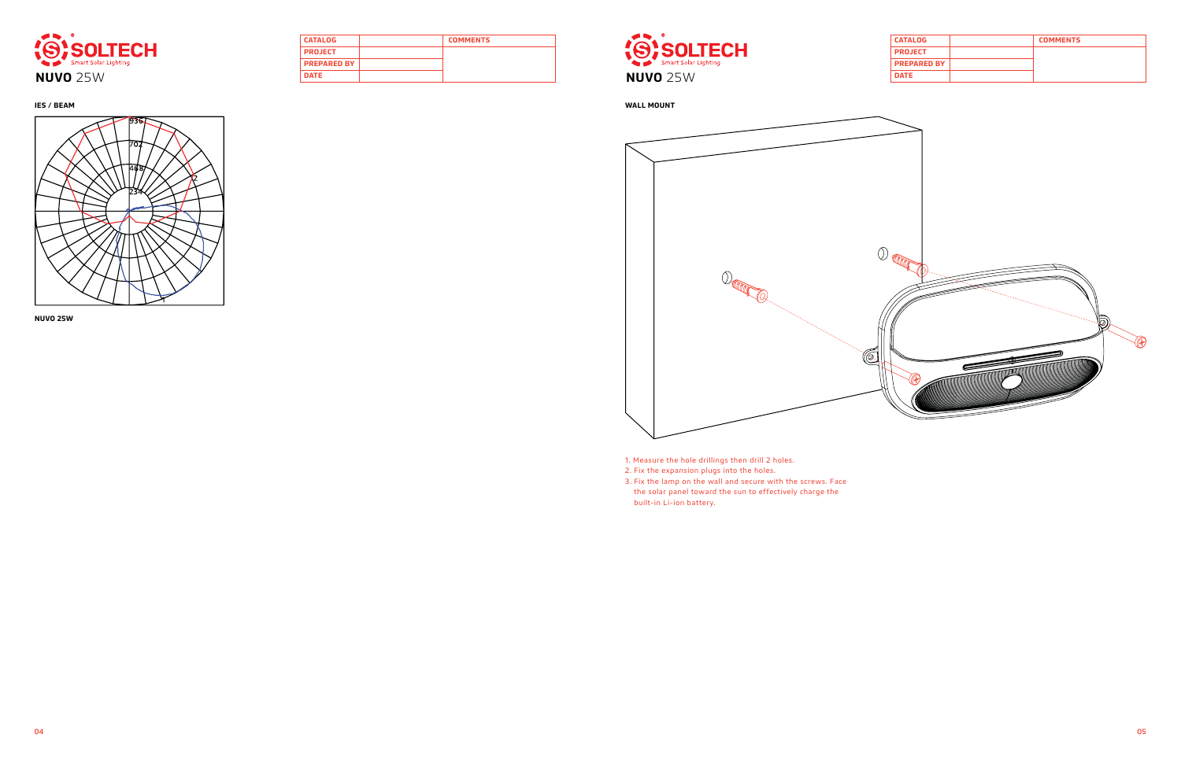# SOLTECH

Smart Solar Lighting

## NUVO 25W

| CATALOG | | COMMENTS |
| --- | --- | --- |
| PROJECT | | |
| PREPARED BY | | |
| DATE | | |

**IES / BEAM**

**NUVO 25W**

# SOLTECH

Smart Solar Lighting

## NUVO 25W

| CATALOG | | COMMENTS |
| --- | --- | --- |
| PROJECT | | |
| PREPARED BY | | |
| DATE | | |

**WALL MOUNT**

1. Measure the hole drillings then drill 2 holes.
2. Fix the expansion plugs into the holes.
3. Fix the lamp on the wall and secure with the screws. Face the solar panel toward the sun to effectively charge the built-in Li-ion battery.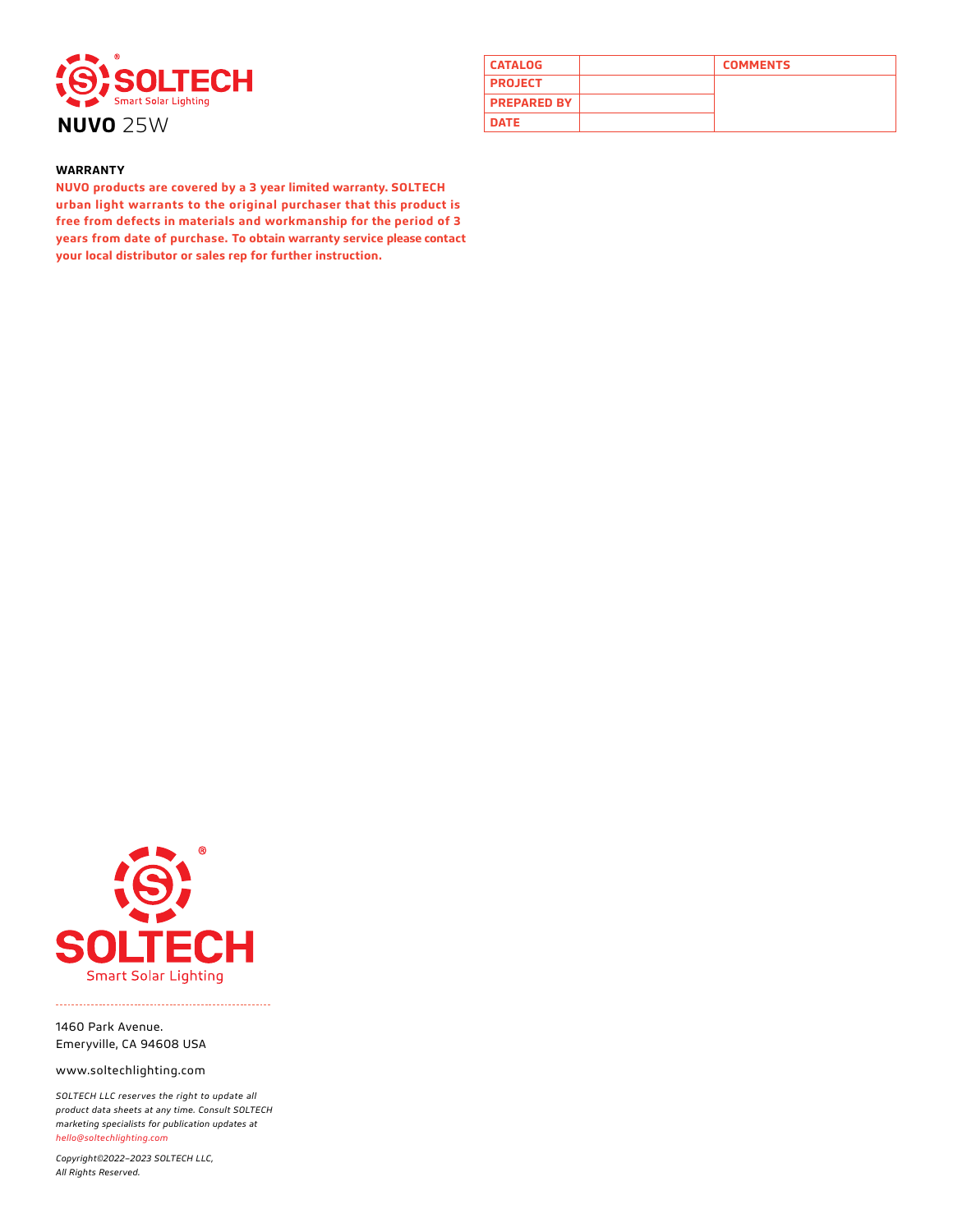# NUVO 25W

| CATALOG | | COMMENTS |
| --- | --- | --- |
| PROJECT | | |
| PREPARED BY | | |
| DATE | | |

**WARRANTY**

**NUVO products are covered by a 3 year limited warranty. SOLTECH urban light warrants to the original purchaser that this product is free from defects in materials and workmanship for the period of 3 years from date of purchase. To obtain warranty service please contact your local distributor or sales rep for further instruction.**

SOLTECH
Smart Solar Lighting

1460 Park Avenue.
Emeryville, CA 94608 USA

www.soltechlighting.com

*SOLTECH LLC reserves the right to update all product data sheets at any time. Consult SOLTECH marketing specialists for publication updates at hello@soltechlighting.com*

*Copyright©2022–2023 SOLTECH LLC, All Rights Reserved.*